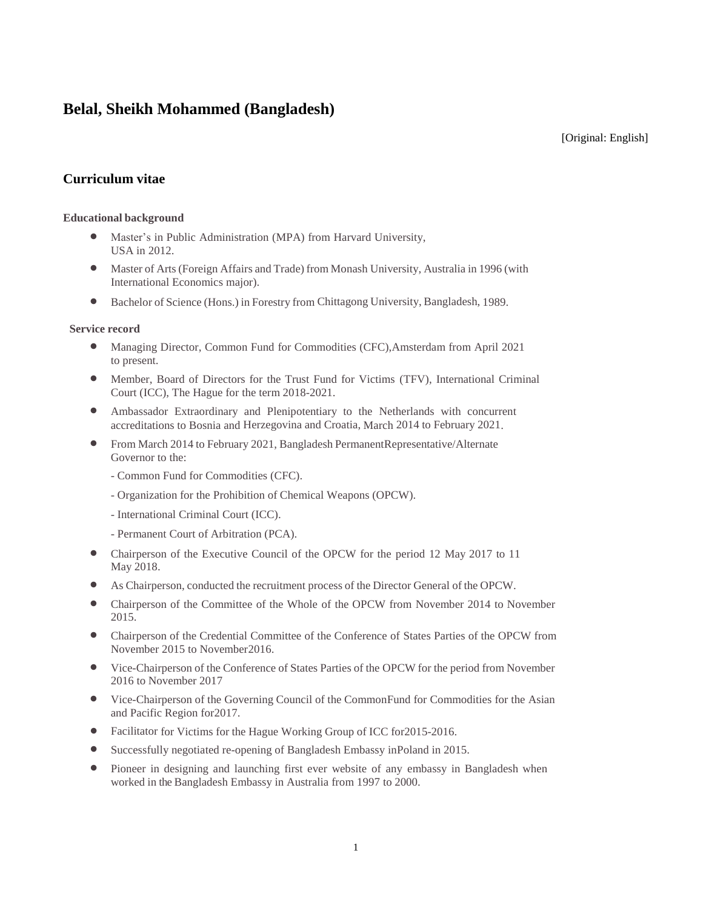# Belal, Sheikh Mohammed (Bangladesh)

[Original: English]

## Curriculum vitae

### Educational background

- Master's in Public Administration (MPA) from Harvard University, USA in 2012.
- Master of Arts (Foreign Affairs and Trade) from Monash University, Australia in 1996 (with International Economics major).
- Bachelor of Science (Hons.) in Forestry from Chittagong University, Bangladesh, 1989.

### Service record

- Managing Director, Common Fund for Commodities (CFC),Amsterdam from April 2021 to present.
- Member, Board of Directors for the Trust Fund for Victims (TFV), International Criminal Court (ICC), The Hague for the term 2018-2021.
- Ambassador Extraordinary and Plenipotentiary to the Netherlands with concurrent accreditations to Bosnia and Herzegovina and Croatia, March 2014 to February 2021.
- From March 2014 to February 2021, Bangladesh PermanentRepresentative/Alternate Governor to the:

  - Common Fund for Commodities (CFC).

  - Organization for the Prohibition of Chemical Weapons (OPCW).

  - International Criminal Court (ICC).

  - Permanent Court of Arbitration (PCA).
- Chairperson of the Executive Council of the OPCW for the period 12 May 2017 to 11 May 2018.
- As Chairperson, conducted the recruitment process of the Director General of the OPCW.
- Chairperson of the Committee of the Whole of the OPCW from November 2014 to November 2015.
- Chairperson of the Credential Committee of the Conference of States Parties of the OPCW from November 2015 to November2016.
- Vice-Chairperson of the Conference of States Parties of the OPCW for the period from November 2016 to November 2017
- Vice-Chairperson of the Governing Council of the CommonFund for Commodities for the Asian and Pacific Region for2017.
- Facilitator for Victims for the Hague Working Group of ICC for2015-2016.
- Successfully negotiated re-opening of Bangladesh Embassy inPoland in 2015.
- Pioneer in designing and launching first ever website of any embassy in Bangladesh when worked in the Bangladesh Embassy in Australia from 1997 to 2000.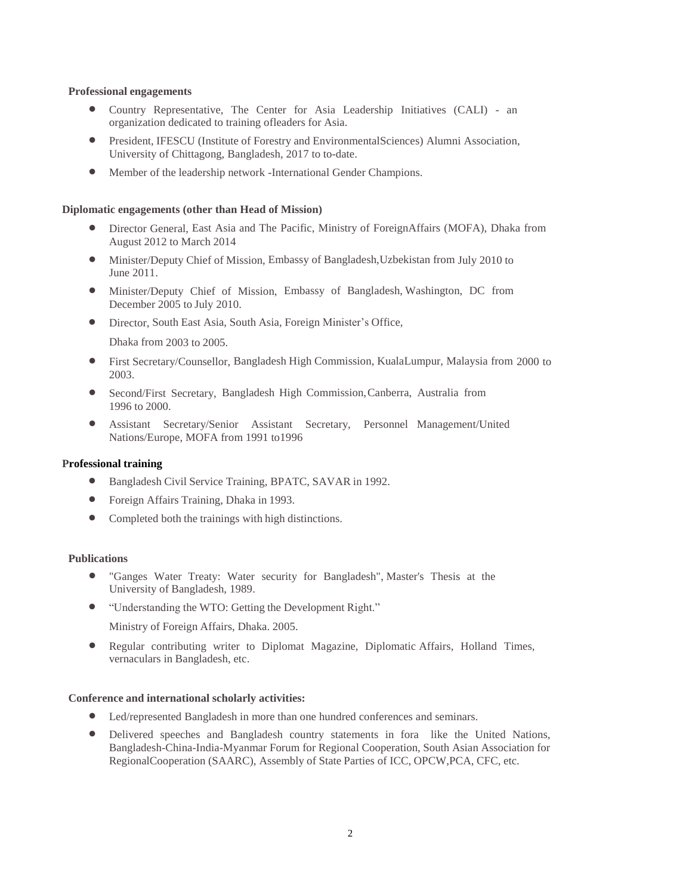**Professional engagements**

- Country Representative, The Center for Asia Leadership Initiatives (CALI) - an organization dedicated to training ofleaders for Asia.
- President, IFESCU (Institute of Forestry and EnvironmentalSciences) Alumni Association, University of Chittagong, Bangladesh, 2017 to to-date.
- Member of the leadership network -International Gender Champions.

**Diplomatic engagements (other than Head of Mission)**

- Director General, East Asia and The Pacific, Ministry of ForeignAffairs (MOFA), Dhaka from August 2012 to March 2014
- Minister/Deputy Chief of Mission, Embassy of Bangladesh,Uzbekistan from July 2010 to June 2011.
- Minister/Deputy Chief of Mission, Embassy of Bangladesh, Washington, DC from December 2005 to July 2010.
- Director, South East Asia, South Asia, Foreign Minister's Office,

  Dhaka from 2003 to 2005.
- First Secretary/Counsellor, Bangladesh High Commission, KualaLumpur, Malaysia from 2000 to 2003.
- Second/First Secretary, Bangladesh High Commission,Canberra, Australia from 1996 to 2000.
- Assistant Secretary/Senior Assistant Secretary, Personnel Management/United Nations/Europe, MOFA from 1991 to1996

**Professional training**

- Bangladesh Civil Service Training, BPATC, SAVAR in 1992.
- Foreign Affairs Training, Dhaka in 1993.
- Completed both the trainings with high distinctions.

**Publications**

- "Ganges Water Treaty: Water security for Bangladesh", Master's Thesis at the University of Bangladesh, 1989.
- "Understanding the WTO: Getting the Development Right."

  Ministry of Foreign Affairs, Dhaka. 2005.
- Regular contributing writer to Diplomat Magazine, Diplomatic Affairs, Holland Times, vernaculars in Bangladesh, etc.

**Conference and international scholarly activities:**

- Led/represented Bangladesh in more than one hundred conferences and seminars.
- Delivered speeches and Bangladesh country statements in fora like the United Nations, Bangladesh-China-India-Myanmar Forum for Regional Cooperation, South Asian Association for RegionalCooperation (SAARC), Assembly of State Parties of ICC, OPCW,PCA, CFC, etc.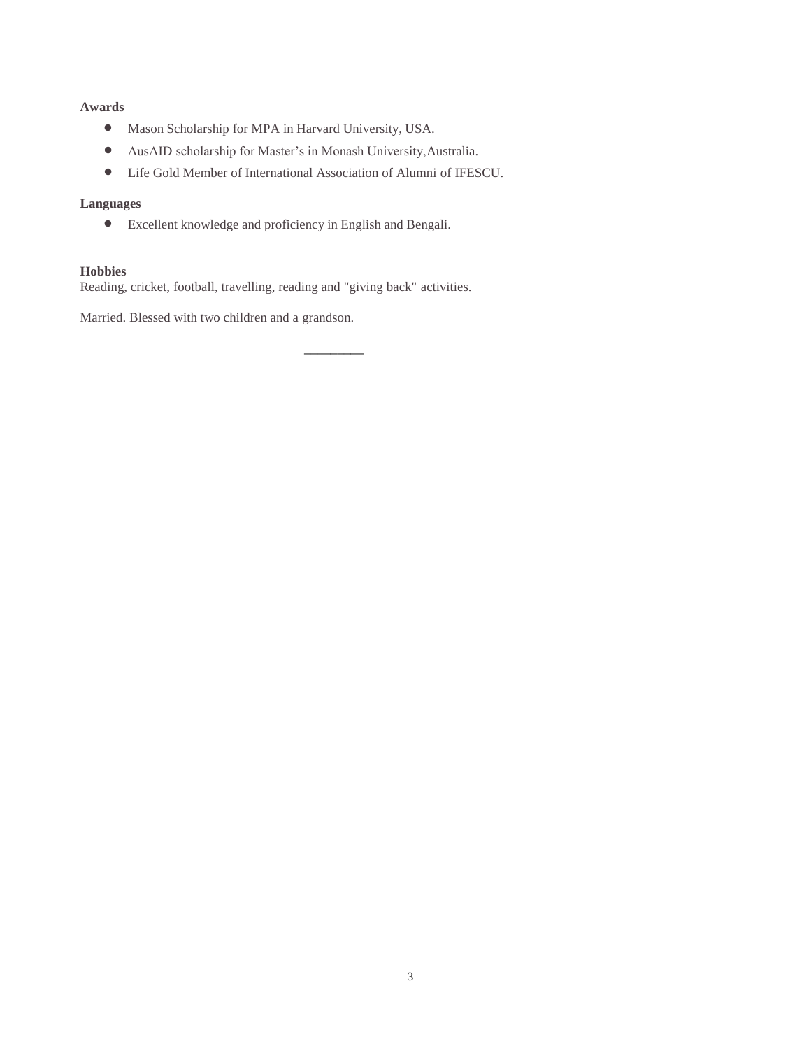**Awards**

- Mason Scholarship for MPA in Harvard University, USA.
- AusAID scholarship for Master's in Monash University,Australia.
- Life Gold Member of International Association of Alumni of IFESCU.

**Languages**

- Excellent knowledge and proficiency in English and Bengali.

**Hobbies**

Reading, cricket, football, travelling, reading and "giving back" activities.

Married. Blessed with two children and a grandson.

\_\_\_\_\_\_\_\_